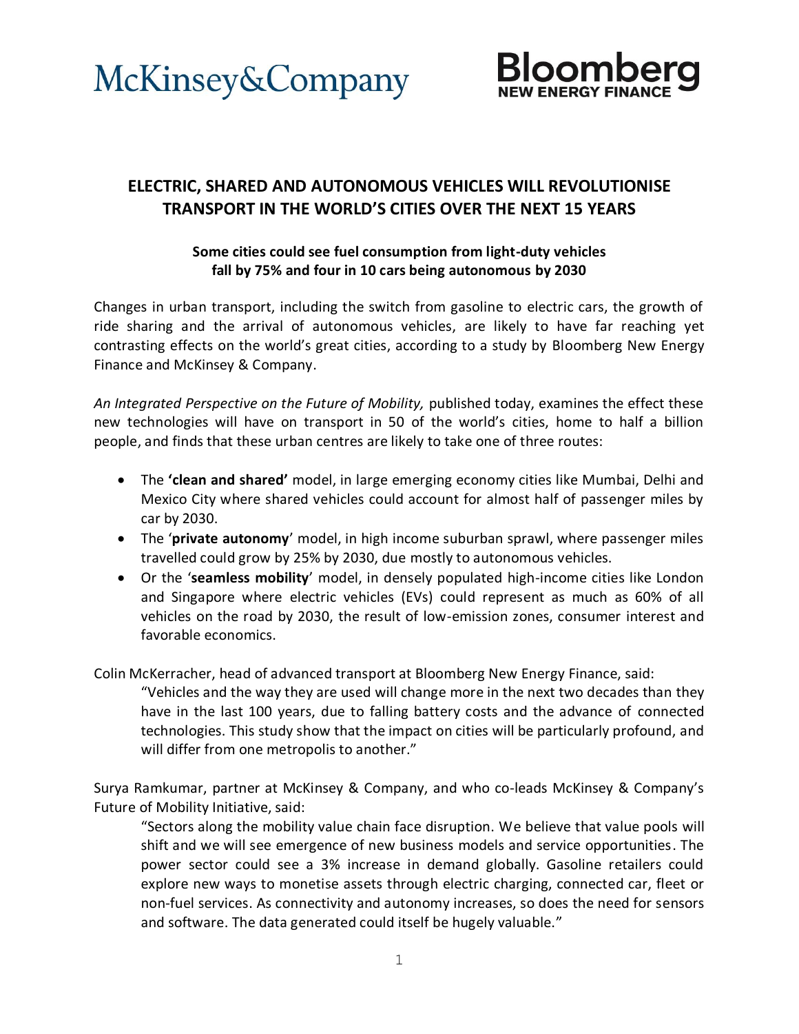McKinsey&Company

Bloomberg NEW ENERGY FINANCE

# ELECTRIC, SHARED AND AUTONOMOUS VEHICLES WILL REVOLUTIONISE TRANSPORT IN THE WORLD'S CITIES OVER THE NEXT 15 YEARS

### Some cities could see fuel consumption from light-duty vehicles fall by 75% and four in 10 cars being autonomous by 2030

Changes in urban transport, including the switch from gasoline to electric cars, the growth of ride sharing and the arrival of autonomous vehicles, are likely to have far reaching yet contrasting effects on the world's great cities, according to a study by Bloomberg New Energy Finance and McKinsey & Company.

*An Integrated Perspective on the Future of Mobility,* published today, examines the effect these new technologies will have on transport in 50 of the world's cities, home to half a billion people, and finds that these urban centres are likely to take one of three routes:

- The **'clean and shared'** model, in large emerging economy cities like Mumbai, Delhi and Mexico City where shared vehicles could account for almost half of passenger miles by car by 2030.
- The '**private autonomy**' model, in high income suburban sprawl, where passenger miles travelled could grow by 25% by 2030, due mostly to autonomous vehicles.
- Or the '**seamless mobility**' model, in densely populated high-income cities like London and Singapore where electric vehicles (EVs) could represent as much as 60% of all vehicles on the road by 2030, the result of low-emission zones, consumer interest and favorable economics.

Colin McKerracher, head of advanced transport at Bloomberg New Energy Finance, said:

> "Vehicles and the way they are used will change more in the next two decades than they have in the last 100 years, due to falling battery costs and the advance of connected technologies. This study show that the impact on cities will be particularly profound, and will differ from one metropolis to another."

Surya Ramkumar, partner at McKinsey & Company, and who co-leads McKinsey & Company's Future of Mobility Initiative, said:

> "Sectors along the mobility value chain face disruption. We believe that value pools will shift and we will see emergence of new business models and service opportunities. The power sector could see a 3% increase in demand globally. Gasoline retailers could explore new ways to monetise assets through electric charging, connected car, fleet or non-fuel services. As connectivity and autonomy increases, so does the need for sensors and software. The data generated could itself be hugely valuable."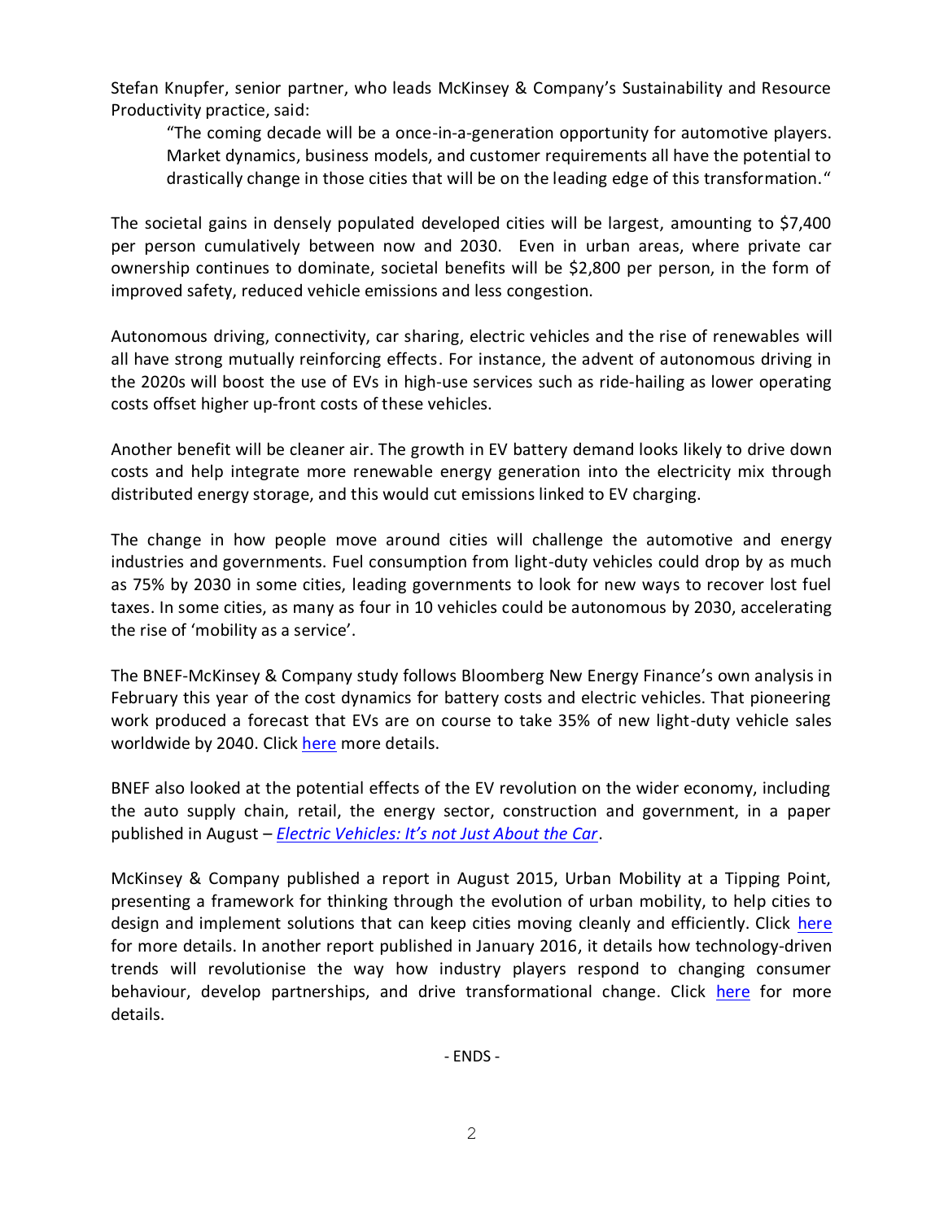Stefan Knupfer, senior partner, who leads McKinsey & Company's Sustainability and Resource Productivity practice, said:

> "The coming decade will be a once-in-a-generation opportunity for automotive players. Market dynamics, business models, and customer requirements all have the potential to drastically change in those cities that will be on the leading edge of this transformation."

The societal gains in densely populated developed cities will be largest, amounting to $7,400 per person cumulatively between now and 2030. Even in urban areas, where private car ownership continues to dominate, societal benefits will be $2,800 per person, in the form of improved safety, reduced vehicle emissions and less congestion.

Autonomous driving, connectivity, car sharing, electric vehicles and the rise of renewables will all have strong mutually reinforcing effects. For instance, the advent of autonomous driving in the 2020s will boost the use of EVs in high-use services such as ride-hailing as lower operating costs offset higher up-front costs of these vehicles.

Another benefit will be cleaner air. The growth in EV battery demand looks likely to drive down costs and help integrate more renewable energy generation into the electricity mix through distributed energy storage, and this would cut emissions linked to EV charging.

The change in how people move around cities will challenge the automotive and energy industries and governments. Fuel consumption from light-duty vehicles could drop by as much as 75% by 2030 in some cities, leading governments to look for new ways to recover lost fuel taxes. In some cities, as many as four in 10 vehicles could be autonomous by 2030, accelerating the rise of 'mobility as a service'.

The BNEF-McKinsey & Company study follows Bloomberg New Energy Finance's own analysis in February this year of the cost dynamics for battery costs and electric vehicles. That pioneering work produced a forecast that EVs are on course to take 35% of new light-duty vehicle sales worldwide by 2040. Click [here]() more details.

BNEF also looked at the potential effects of the EV revolution on the wider economy, including the auto supply chain, retail, the energy sector, construction and government, in a paper published in August – *[Electric Vehicles: It's not Just About the Car]()*.

McKinsey & Company published a report in August 2015, Urban Mobility at a Tipping Point, presenting a framework for thinking through the evolution of urban mobility, to help cities to design and implement solutions that can keep cities moving cleanly and efficiently. Click [here]() for more details. In another report published in January 2016, it details how technology-driven trends will revolutionise the way how industry players respond to changing consumer behaviour, develop partnerships, and drive transformational change. Click [here]() for more details.

- ENDS -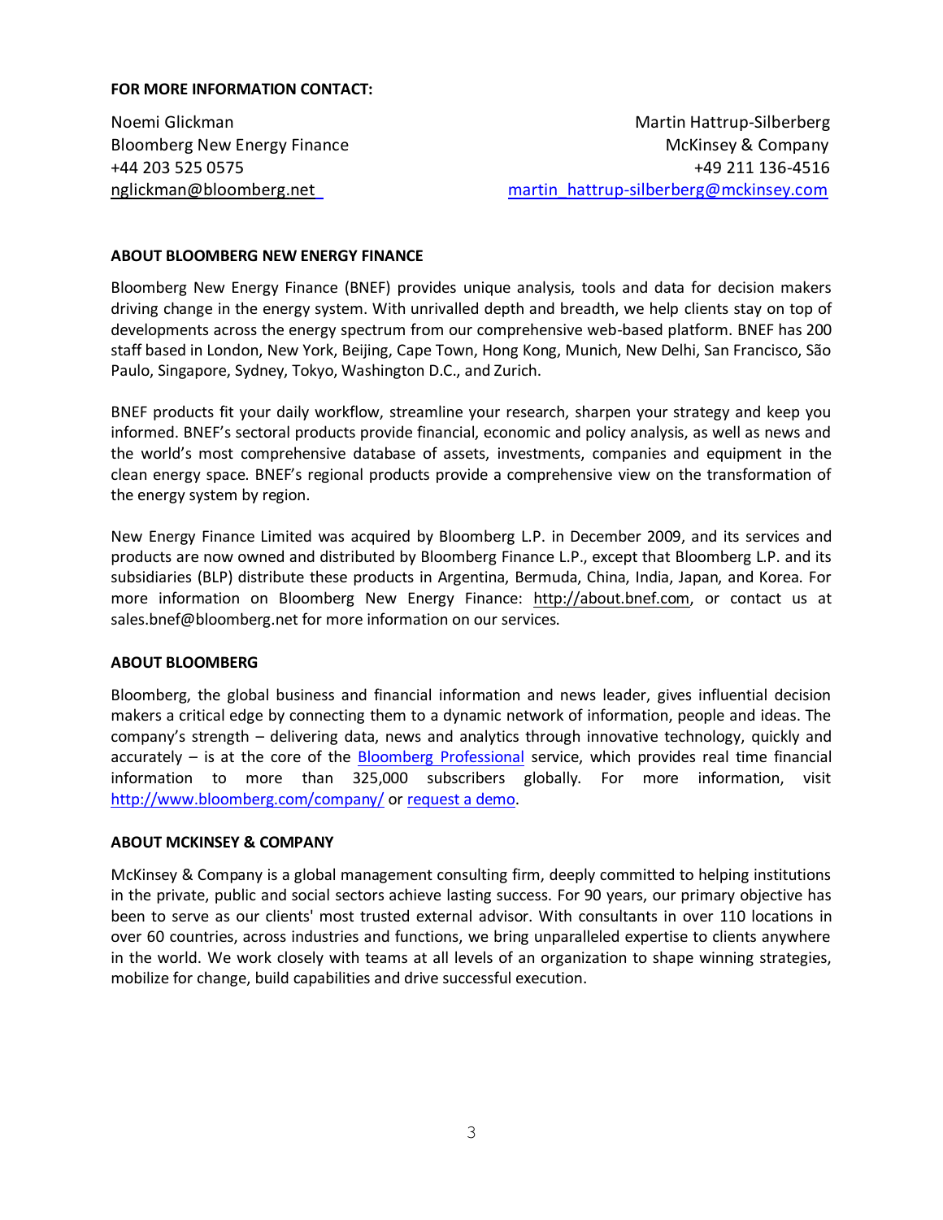**FOR MORE INFORMATION CONTACT:**

Noemi Glickman
Bloomberg New Energy Finance
+44 203 525 0575
nglickman@bloomberg.net

Martin Hattrup-Silberberg
McKinsey & Company
+49 211 136-4516
martin_hattrup-silberberg@mckinsey.com

**ABOUT BLOOMBERG NEW ENERGY FINANCE**

Bloomberg New Energy Finance (BNEF) provides unique analysis, tools and data for decision makers driving change in the energy system. With unrivalled depth and breadth, we help clients stay on top of developments across the energy spectrum from our comprehensive web-based platform. BNEF has 200 staff based in London, New York, Beijing, Cape Town, Hong Kong, Munich, New Delhi, San Francisco, São Paulo, Singapore, Sydney, Tokyo, Washington D.C., and Zurich.

BNEF products fit your daily workflow, streamline your research, sharpen your strategy and keep you informed. BNEF's sectoral products provide financial, economic and policy analysis, as well as news and the world's most comprehensive database of assets, investments, companies and equipment in the clean energy space. BNEF's regional products provide a comprehensive view on the transformation of the energy system by region.

New Energy Finance Limited was acquired by Bloomberg L.P. in December 2009, and its services and products are now owned and distributed by Bloomberg Finance L.P., except that Bloomberg L.P. and its subsidiaries (BLP) distribute these products in Argentina, Bermuda, China, India, Japan, and Korea. For more information on Bloomberg New Energy Finance: http://about.bnef.com, or contact us at sales.bnef@bloomberg.net for more information on our services.

**ABOUT BLOOMBERG**

Bloomberg, the global business and financial information and news leader, gives influential decision makers a critical edge by connecting them to a dynamic network of information, people and ideas. The company's strength – delivering data, news and analytics through innovative technology, quickly and accurately – is at the core of the Bloomberg Professional service, which provides real time financial information to more than 325,000 subscribers globally. For more information, visit http://www.bloomberg.com/company/ or request a demo.

**ABOUT MCKINSEY & COMPANY**

McKinsey & Company is a global management consulting firm, deeply committed to helping institutions in the private, public and social sectors achieve lasting success. For 90 years, our primary objective has been to serve as our clients' most trusted external advisor. With consultants in over 110 locations in over 60 countries, across industries and functions, we bring unparalleled expertise to clients anywhere in the world. We work closely with teams at all levels of an organization to shape winning strategies, mobilize for change, build capabilities and drive successful execution.